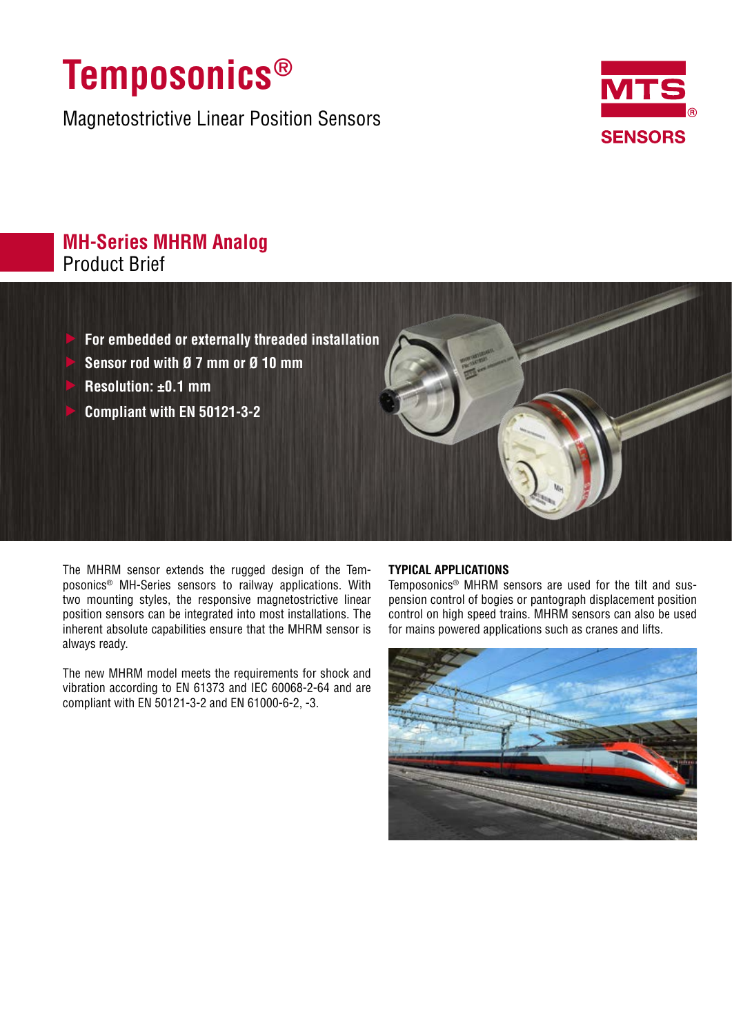# Temposonics®

Magnetostrictive Linear Position Sensors

MTS® SENSORS

## MH-Series MHRM Analog

Product Brief

- **For embedded or externally threaded installation**
- **Sensor rod with Ø 7 mm or Ø 10 mm**
- **Resolution: ±0.1 mm**
- **Compliant with EN 50121-3-2**

The MHRM sensor extends the rugged design of the Temposonics® MH-Series sensors to railway applications. With two mounting styles, the responsive magnetostrictive linear position sensors can be integrated into most installations. The inherent absolute capabilities ensure that the MHRM sensor is always ready.

The new MHRM model meets the requirements for shock and vibration according to EN 61373 and IEC 60068-2-64 and are compliant with EN 50121-3-2 and EN 61000-6-2, -3.

### TYPICAL APPLICATIONS

Temposonics® MHRM sensors are used for the tilt and suspension control of bogies or pantograph displacement position control on high speed trains. MHRM sensors can also be used for mains powered applications such as cranes and lifts.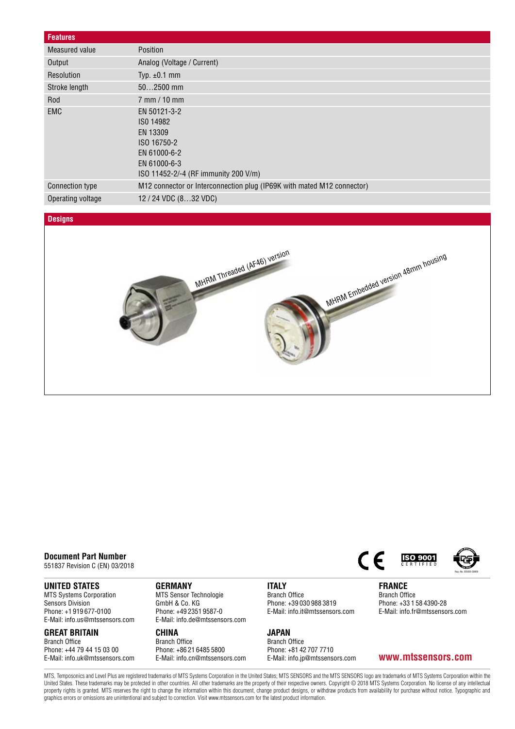## Features

| | |
|---|---|
| Measured value | Position |
| Output | Analog (Voltage / Current) |
| Resolution | Typ. ±0.1 mm |
| Stroke length | 50…2500 mm |
| Rod | 7 mm / 10 mm |
| EMC | EN 50121-3-2<br>ISO 14982<br>EN 13309<br>ISO 16750-2<br>EN 61000-6-2<br>EN 61000-6-3<br>ISO 11452-2/-4 (RF immunity 200 V/m) |
| Connection type | M12 connector or Interconnection plug (IP69K with mated M12 connector) |
| Operating voltage | 12 / 24 VDC (8…32 VDC) |

## Designs

MHRM Threaded (AF46) version

MHRM Embedded version 48mm housing

**Document Part Number**
551837 Revision C (EN) 03/2018

**UNITED STATES**
MTS Systems Corporation
Sensors Division
Phone: +1 919 677-0100
E-Mail: info.us@mtssensors.com

**GREAT BRITAIN**
Branch Office
Phone: +44 79 44 15 03 00
E-Mail: info.uk@mtssensors.com

**GERMANY**
MTS Sensor Technologie
GmbH & Co. KG
Phone: +49 2351 9587-0
E-Mail: info.de@mtssensors.com

**CHINA**
Branch Office
Phone: +86 21 6485 5800
E-Mail: info.cn@mtssensors.com

**ITALY**
Branch Office
Phone: +39 030 988 3819
E-Mail: info.it@mtssensors.com

**JAPAN**
Branch Office
Phone: +81 42 707 7710
E-Mail: info.jp@mtssensors.com

**FRANCE**
Branch Office
Phone: +33 1 58 4390-28
E-Mail: info.fr@mtssensors.com

**www.mtssensors.com**

MTS, Temposonics and Level Plus are registered trademarks of MTS Systems Corporation in the United States; MTS SENSORS and the MTS SENSORS logo are trademarks of MTS Systems Corporation within the United States. These trademarks may be protected in other countries. All other trademarks are the property of their respective owners. Copyright © 2018 MTS Systems Corporation. No license of any intellectual property rights is granted. MTS reserves the right to change the information within this document, change product designs, or withdraw products from availability for purchase without notice. Typographic and graphics errors or omissions are unintentional and subject to correction. Visit www.mtssensors.com for the latest product information.